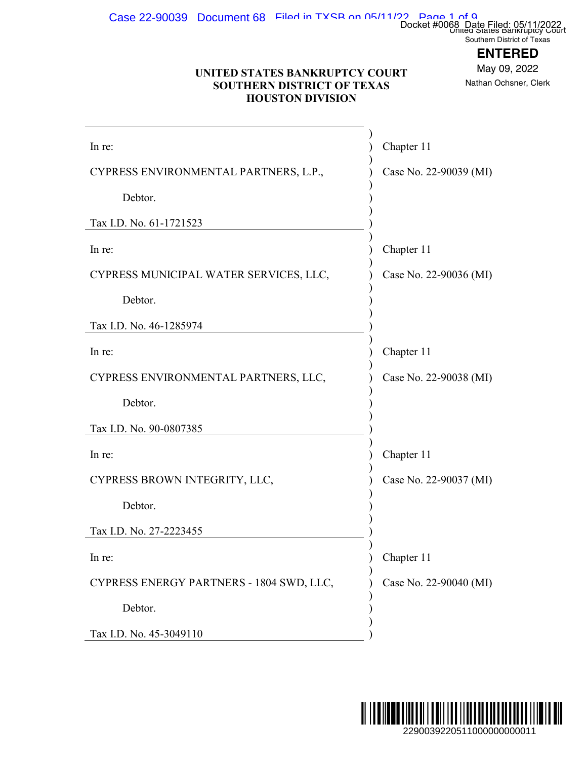United States Bankruptcy Court
Southern District of Texas

**ENTERED**

May 09, 2022

Nathan Ochsner, Clerk

**UNITED STATES BANKRUPTCY COURT**
**SOUTHERN DISTRICT OF TEXAS**
**HOUSTON DIVISION**

| | |
|---|---|
| In re: | Chapter 11 |
| CYPRESS ENVIRONMENTAL PARTNERS, L.P., | Case No. 22-90039 (MI) |
| Debtor. | |
| Tax I.D. No. 61-1721523 | |
| In re: | Chapter 11 |
| CYPRESS MUNICIPAL WATER SERVICES, LLC, | Case No. 22-90036 (MI) |
| Debtor. | |
| Tax I.D. No. 46-1285974 | |
| In re: | Chapter 11 |
| CYPRESS ENVIRONMENTAL PARTNERS, LLC, | Case No. 22-90038 (MI) |
| Debtor. | |
| Tax I.D. No. 90-0807385 | |
| In re: | Chapter 11 |
| CYPRESS BROWN INTEGRITY, LLC, | Case No. 22-90037 (MI) |
| Debtor. | |
| Tax I.D. No. 27-2223455 | |
| In re: | Chapter 11 |
| CYPRESS ENERGY PARTNERS - 1804 SWD, LLC, | Case No. 22-90040 (MI) |
| Debtor. | |
| Tax I.D. No. 45-3049110 | |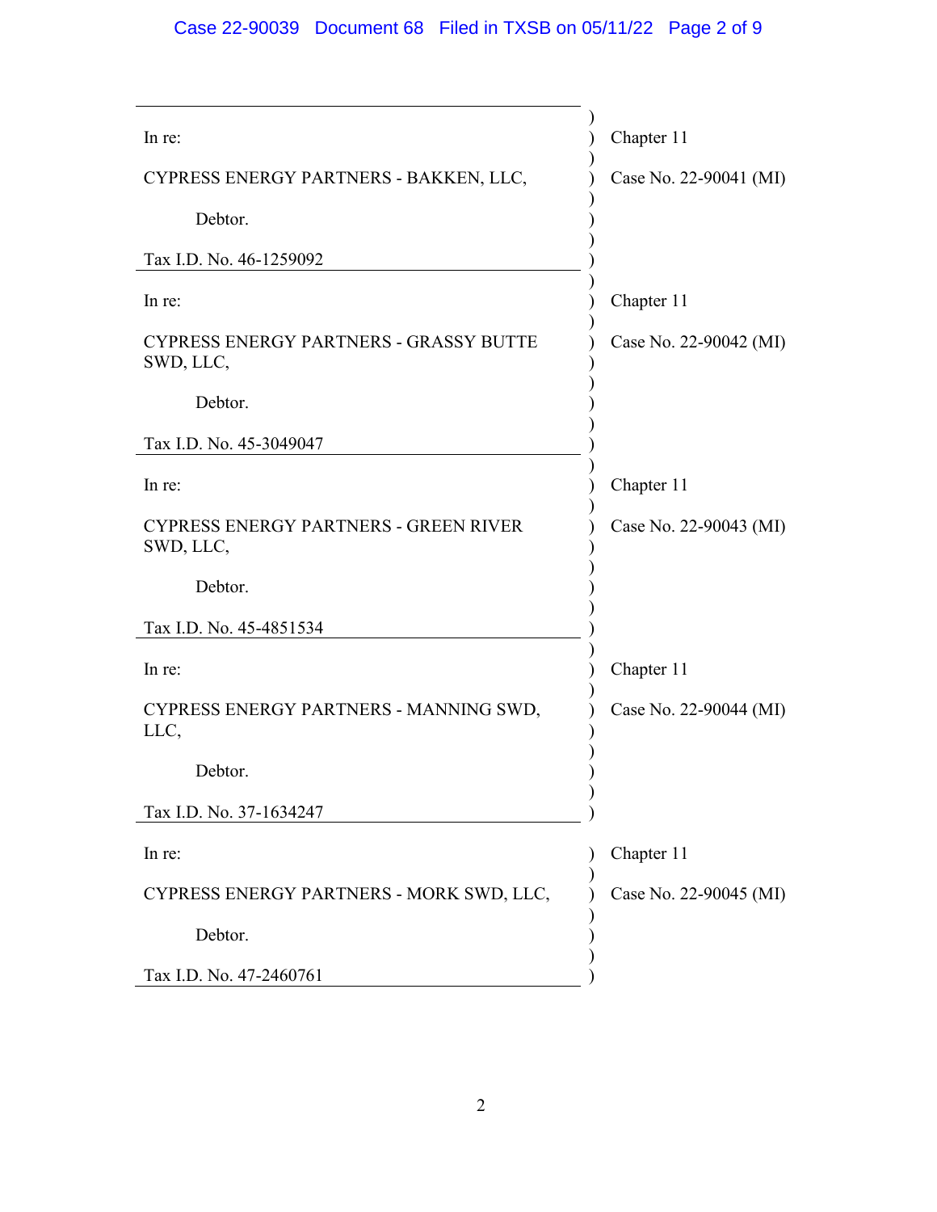| | |
|---|---|
| In re:<br><br>CYPRESS ENERGY PARTNERS - BAKKEN, LLC,<br><br>Debtor.<br><br>Tax I.D. No. 46-1259092 | Chapter 11<br><br>Case No. 22-90041 (MI) |
| In re:<br><br>CYPRESS ENERGY PARTNERS - GRASSY BUTTE SWD, LLC,<br><br>Debtor.<br><br>Tax I.D. No. 45-3049047 | Chapter 11<br><br>Case No. 22-90042 (MI) |
| In re:<br><br>CYPRESS ENERGY PARTNERS - GREEN RIVER SWD, LLC,<br><br>Debtor.<br><br>Tax I.D. No. 45-4851534 | Chapter 11<br><br>Case No. 22-90043 (MI) |
| In re:<br><br>CYPRESS ENERGY PARTNERS - MANNING SWD, LLC,<br><br>Debtor.<br><br>Tax I.D. No. 37-1634247 | Chapter 11<br><br>Case No. 22-90044 (MI) |
| In re:<br><br>CYPRESS ENERGY PARTNERS - MORK SWD, LLC,<br><br>Debtor.<br><br>Tax I.D. No. 47-2460761 | Chapter 11<br><br>Case No. 22-90045 (MI) |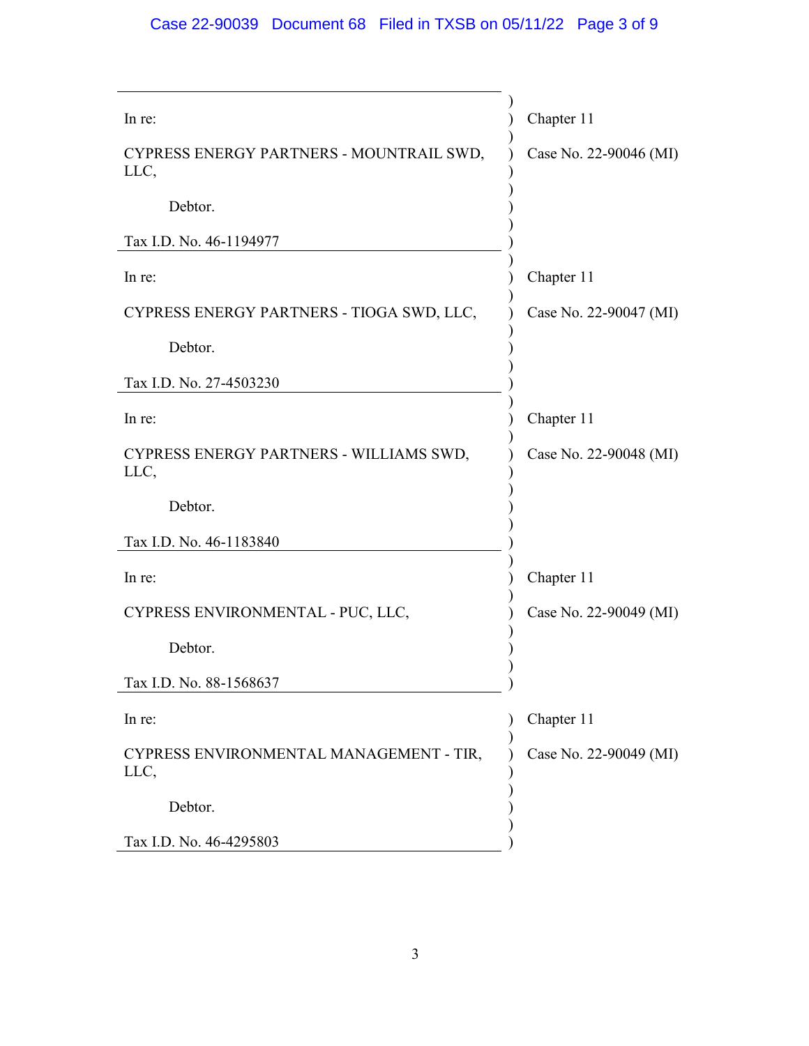| In re: | Chapter 11 |
|---|---|
| CYPRESS ENERGY PARTNERS - MOUNTRAIL SWD, LLC, | Case No. 22-90046 (MI) |
| Debtor. | |
| Tax I.D. No. 46-1194977 | |

| In re: | Chapter 11 |
|---|---|
| CYPRESS ENERGY PARTNERS - TIOGA SWD, LLC, | Case No. 22-90047 (MI) |
| Debtor. | |
| Tax I.D. No. 27-4503230 | |

| In re: | Chapter 11 |
|---|---|
| CYPRESS ENERGY PARTNERS - WILLIAMS SWD, LLC, | Case No. 22-90048 (MI) |
| Debtor. | |
| Tax I.D. No. 46-1183840 | |

| In re: | Chapter 11 |
|---|---|
| CYPRESS ENVIRONMENTAL - PUC, LLC, | Case No. 22-90049 (MI) |
| Debtor. | |
| Tax I.D. No. 88-1568637 | |

| In re: | Chapter 11 |
|---|---|
| CYPRESS ENVIRONMENTAL MANAGEMENT - TIR, LLC, | Case No. 22-90049 (MI) |
| Debtor. | |
| Tax I.D. No. 46-4295803 | |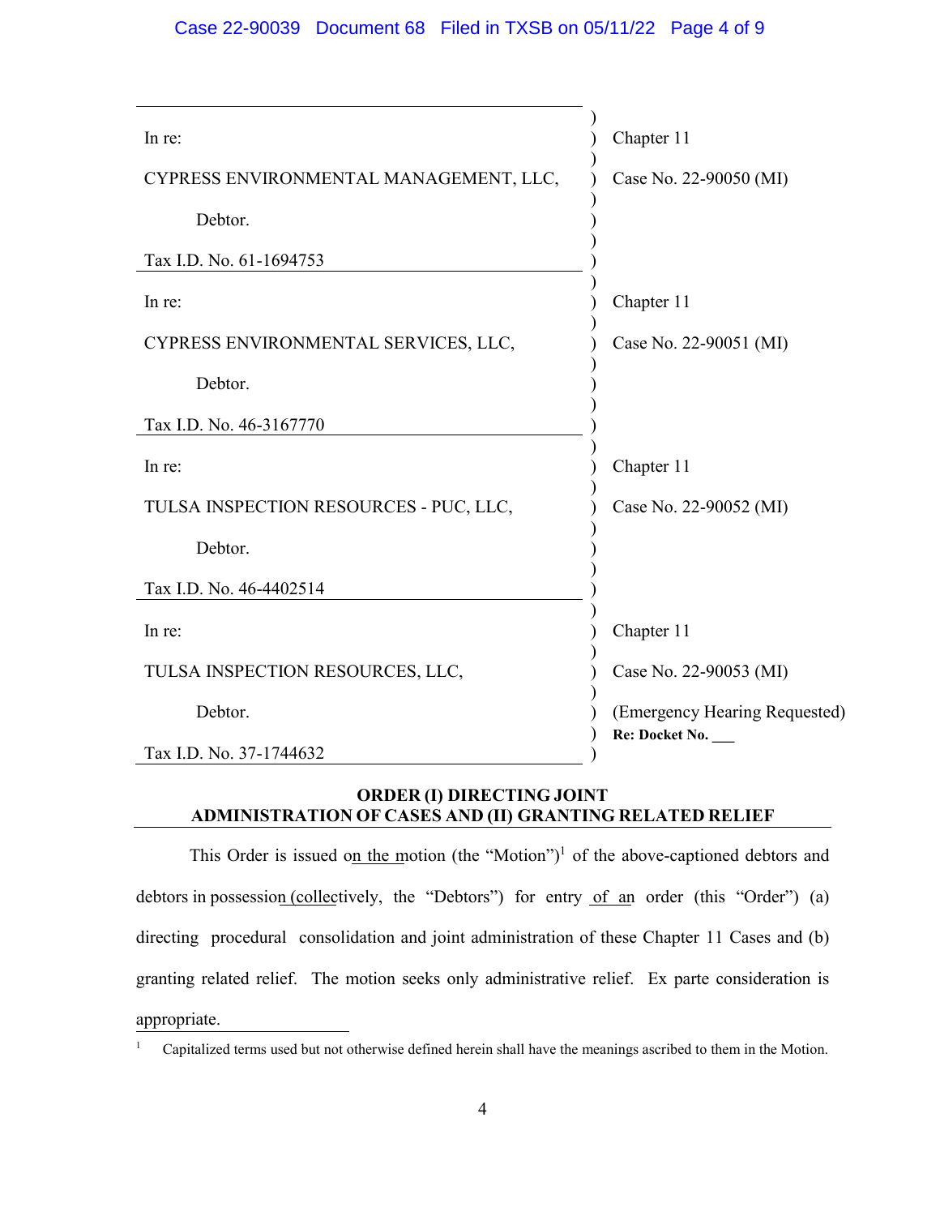| | | |
|---|---|---|
| In re: | ) | Chapter 11 |
| CYPRESS ENVIRONMENTAL MANAGEMENT, LLC, | ) | Case No. 22-90050 (MI) |
| Debtor. | ) | |
| Tax I.D. No. 61-1694753 | ) | |
| In re: | ) | Chapter 11 |
| CYPRESS ENVIRONMENTAL SERVICES, LLC, | ) | Case No. 22-90051 (MI) |
| Debtor. | ) | |
| Tax I.D. No. 46-3167770 | ) | |
| In re: | ) | Chapter 11 |
| TULSA INSPECTION RESOURCES - PUC, LLC, | ) | Case No. 22-90052 (MI) |
| Debtor. | ) | |
| Tax I.D. No. 46-4402514 | ) | |
| In re: | ) | Chapter 11 |
| TULSA INSPECTION RESOURCES, LLC, | ) | Case No. 22-90053 (MI) |
| Debtor. | ) | (Emergency Hearing Requested) |
| Tax I.D. No. 37-1744632 | ) | **Re: Docket No. ___** |

**ORDER (I) DIRECTING JOINT ADMINISTRATION OF CASES AND (II) GRANTING RELATED RELIEF**

This Order is issued on the motion (the "Motion")[1] of the above-captioned debtors and debtors in possession (collectively, the "Debtors") for entry of an order (this "Order") (a) directing procedural consolidation and joint administration of these Chapter 11 Cases and (b) granting related relief. The motion seeks only administrative relief. Ex parte consideration is appropriate.

[1] Capitalized terms used but not otherwise defined herein shall have the meanings ascribed to them in the Motion.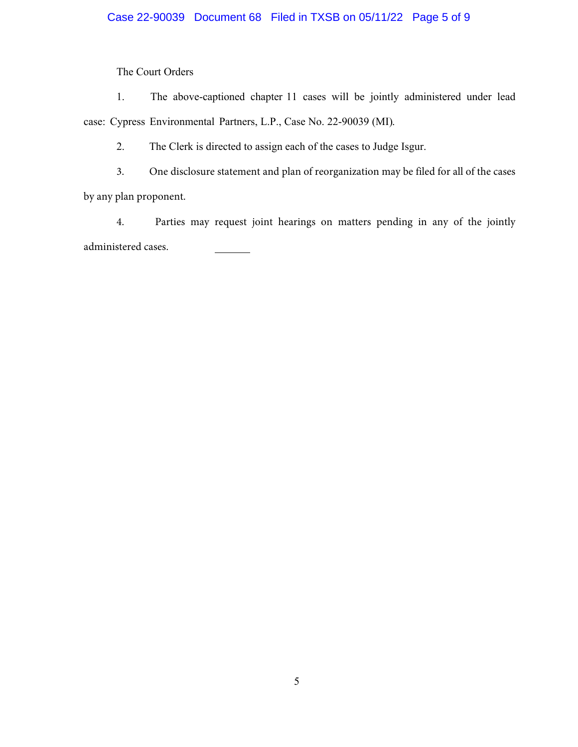The Court Orders

1. The above-captioned chapter 11 cases will be jointly administered under lead case: Cypress Environmental Partners, L.P., Case No. 22-90039 (MI).

2. The Clerk is directed to assign each of the cases to Judge Isgur.

3. One disclosure statement and plan of reorganization may be filed for all of the cases by any plan proponent.

4. Parties may request joint hearings on matters pending in any of the jointly administered cases.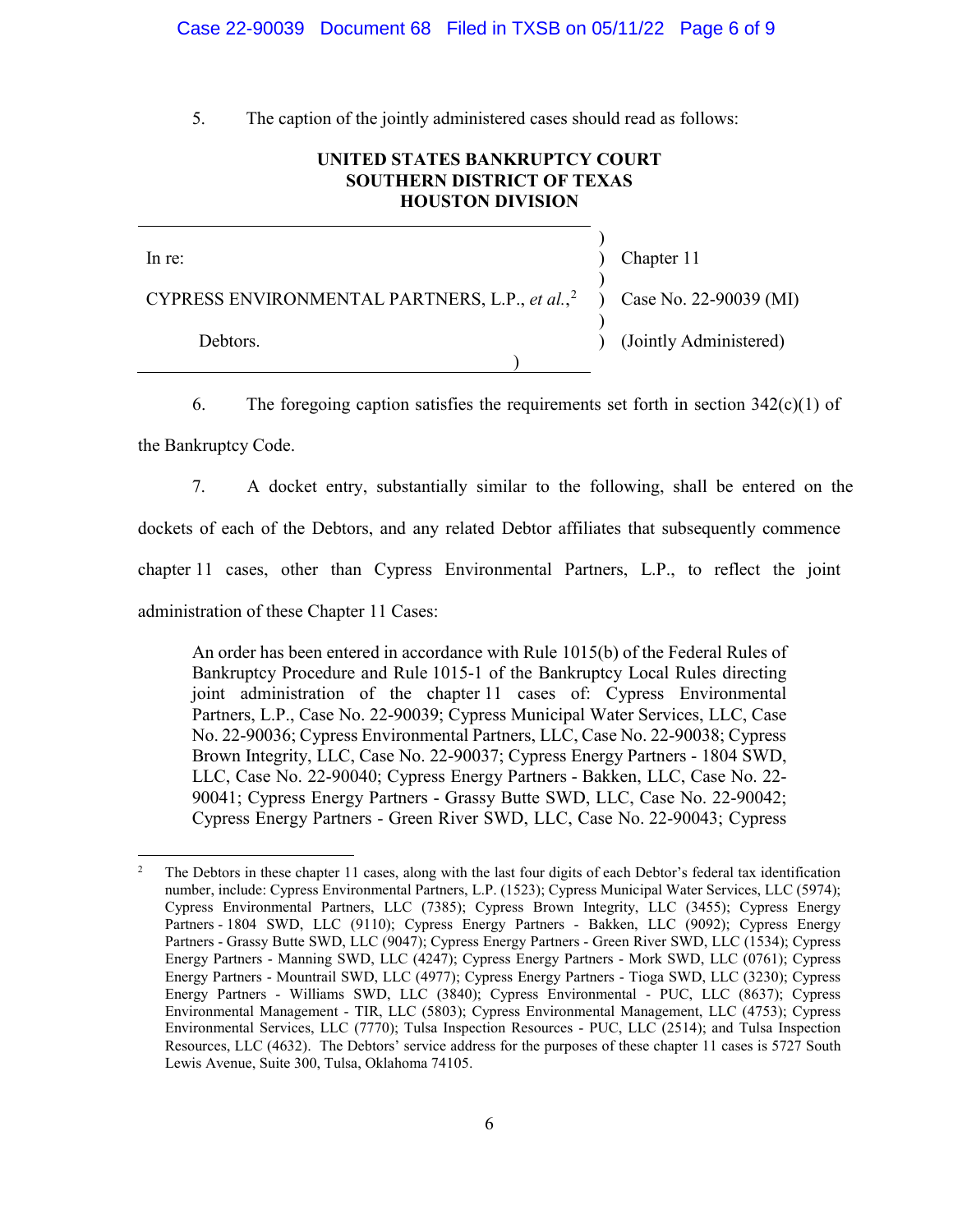5. The caption of the jointly administered cases should read as follows:

**UNITED STATES BANKRUPTCY COURT**
**SOUTHERN DISTRICT OF TEXAS**
**HOUSTON DIVISION**

| | | |
|---|---|---|
| In re: | ) | Chapter 11 |
| | ) | |
| CYPRESS ENVIRONMENTAL PARTNERS, L.P., *et al.*,[2] | ) | Case No. 22-90039 (MI) |
| | ) | |
| Debtors. | ) | (Jointly Administered) |
| | ) | |

6. The foregoing caption satisfies the requirements set forth in section 342(c)(1) of the Bankruptcy Code.

7. A docket entry, substantially similar to the following, shall be entered on the dockets of each of the Debtors, and any related Debtor affiliates that subsequently commence chapter 11 cases, other than Cypress Environmental Partners, L.P., to reflect the joint administration of these Chapter 11 Cases:

> An order has been entered in accordance with Rule 1015(b) of the Federal Rules of Bankruptcy Procedure and Rule 1015-1 of the Bankruptcy Local Rules directing joint administration of the chapter 11 cases of: Cypress Environmental Partners, L.P., Case No. 22-90039; Cypress Municipal Water Services, LLC, Case No. 22-90036; Cypress Environmental Partners, LLC, Case No. 22-90038; Cypress Brown Integrity, LLC, Case No. 22-90037; Cypress Energy Partners - 1804 SWD, LLC, Case No. 22-90040; Cypress Energy Partners - Bakken, LLC, Case No. 22-90041; Cypress Energy Partners - Grassy Butte SWD, LLC, Case No. 22-90042; Cypress Energy Partners - Green River SWD, LLC, Case No. 22-90043; Cypress

---

[2] The Debtors in these chapter 11 cases, along with the last four digits of each Debtor's federal tax identification number, include: Cypress Environmental Partners, L.P. (1523); Cypress Municipal Water Services, LLC (5974); Cypress Environmental Partners, LLC (7385); Cypress Brown Integrity, LLC (3455); Cypress Energy Partners - 1804 SWD, LLC (9110); Cypress Energy Partners - Bakken, LLC (9092); Cypress Energy Partners - Grassy Butte SWD, LLC (9047); Cypress Energy Partners - Green River SWD, LLC (1534); Cypress Energy Partners - Manning SWD, LLC (4247); Cypress Energy Partners - Mork SWD, LLC (0761); Cypress Energy Partners - Mountrail SWD, LLC (4977); Cypress Energy Partners - Tioga SWD, LLC (3230); Cypress Energy Partners - Williams SWD, LLC (3840); Cypress Environmental - PUC, LLC (8637); Cypress Environmental Management - TIR, LLC (5803); Cypress Environmental Management, LLC (4753); Cypress Environmental Services, LLC (7770); Tulsa Inspection Resources - PUC, LLC (2514); and Tulsa Inspection Resources, LLC (4632). The Debtors' service address for the purposes of these chapter 11 cases is 5727 South Lewis Avenue, Suite 300, Tulsa, Oklahoma 74105.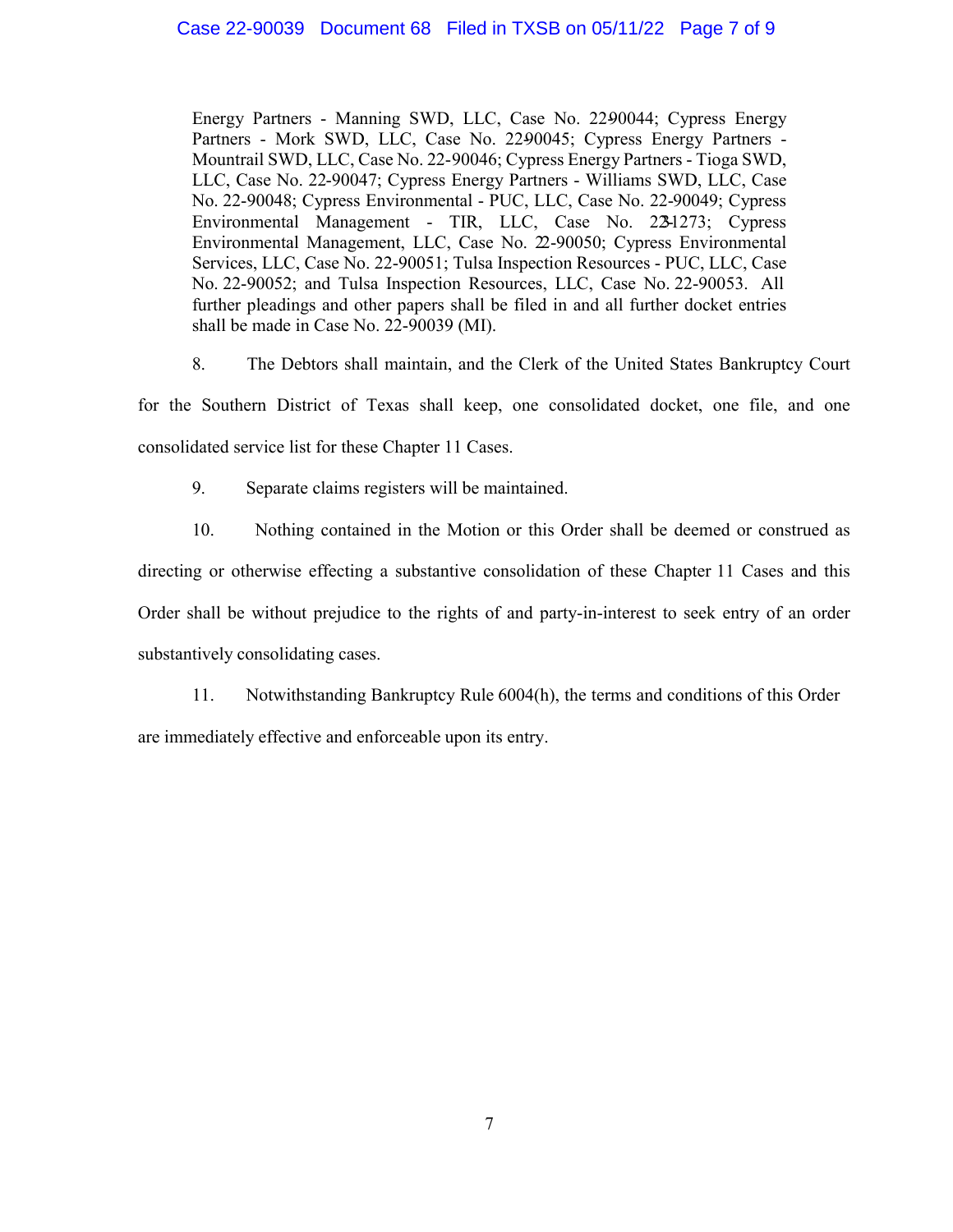Energy Partners - Manning SWD, LLC, Case No. 22-90044; Cypress Energy Partners - Mork SWD, LLC, Case No. 22-90045; Cypress Energy Partners - Mountrail SWD, LLC, Case No. 22-90046; Cypress Energy Partners - Tioga SWD, LLC, Case No. 22-90047; Cypress Energy Partners - Williams SWD, LLC, Case No. 22-90048; Cypress Environmental - PUC, LLC, Case No. 22-90049; Cypress Environmental Management - TIR, LLC, Case No. 22-31273; Cypress Environmental Management, LLC, Case No. 22-90050; Cypress Environmental Services, LLC, Case No. 22-90051; Tulsa Inspection Resources - PUC, LLC, Case No. 22-90052; and Tulsa Inspection Resources, LLC, Case No. 22-90053. All further pleadings and other papers shall be filed in and all further docket entries shall be made in Case No. 22-90039 (MI).

8. The Debtors shall maintain, and the Clerk of the United States Bankruptcy Court for the Southern District of Texas shall keep, one consolidated docket, one file, and one consolidated service list for these Chapter 11 Cases.

9. Separate claims registers will be maintained.

10. Nothing contained in the Motion or this Order shall be deemed or construed as directing or otherwise effecting a substantive consolidation of these Chapter 11 Cases and this Order shall be without prejudice to the rights of and party-in-interest to seek entry of an order substantively consolidating cases.

11. Notwithstanding Bankruptcy Rule 6004(h), the terms and conditions of this Order are immediately effective and enforceable upon its entry.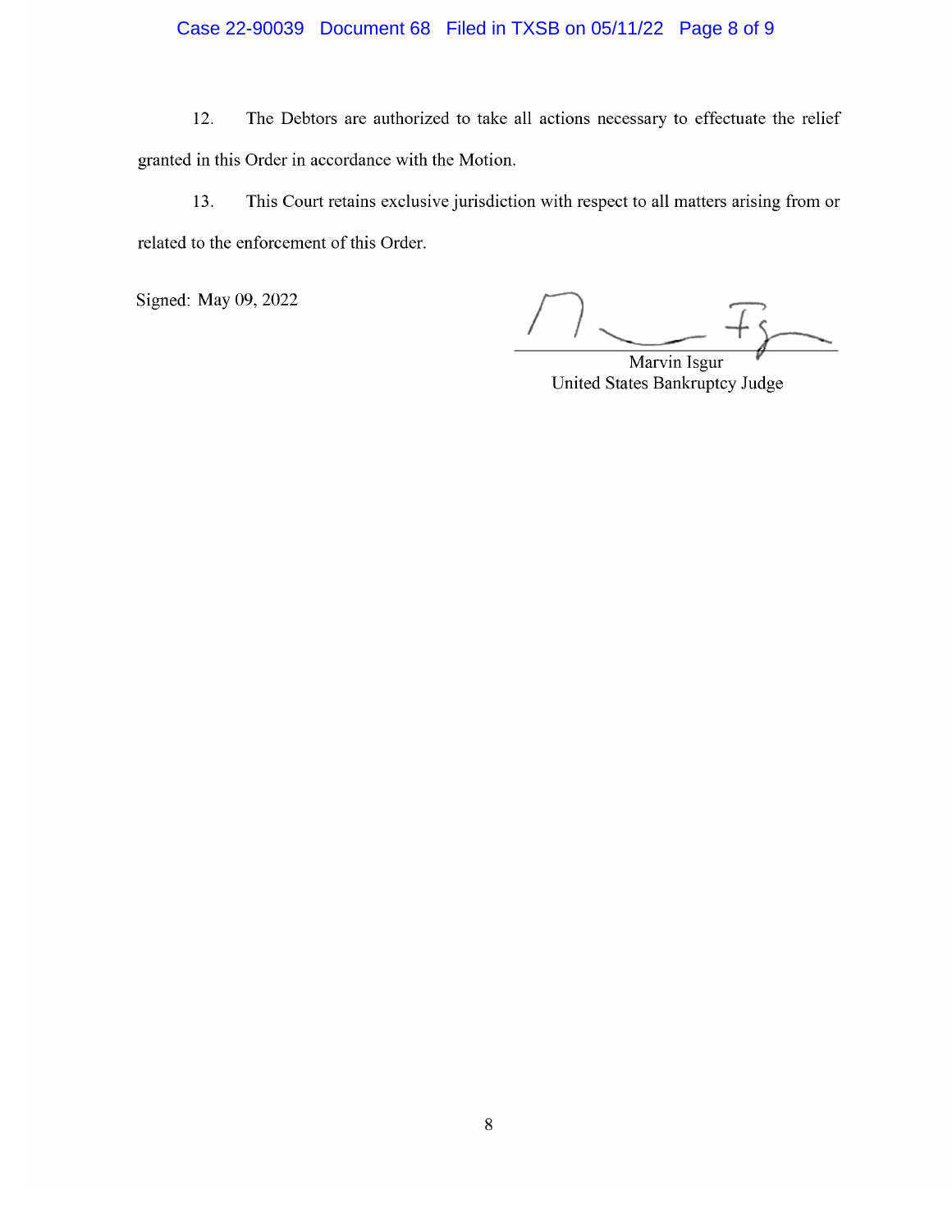12. The Debtors are authorized to take all actions necessary to effectuate the relief granted in this Order in accordance with the Motion.

13. This Court retains exclusive jurisdiction with respect to all matters arising from or related to the enforcement of this Order.

Signed: May 09, 2022

Marvin Isgur
United States Bankruptcy Judge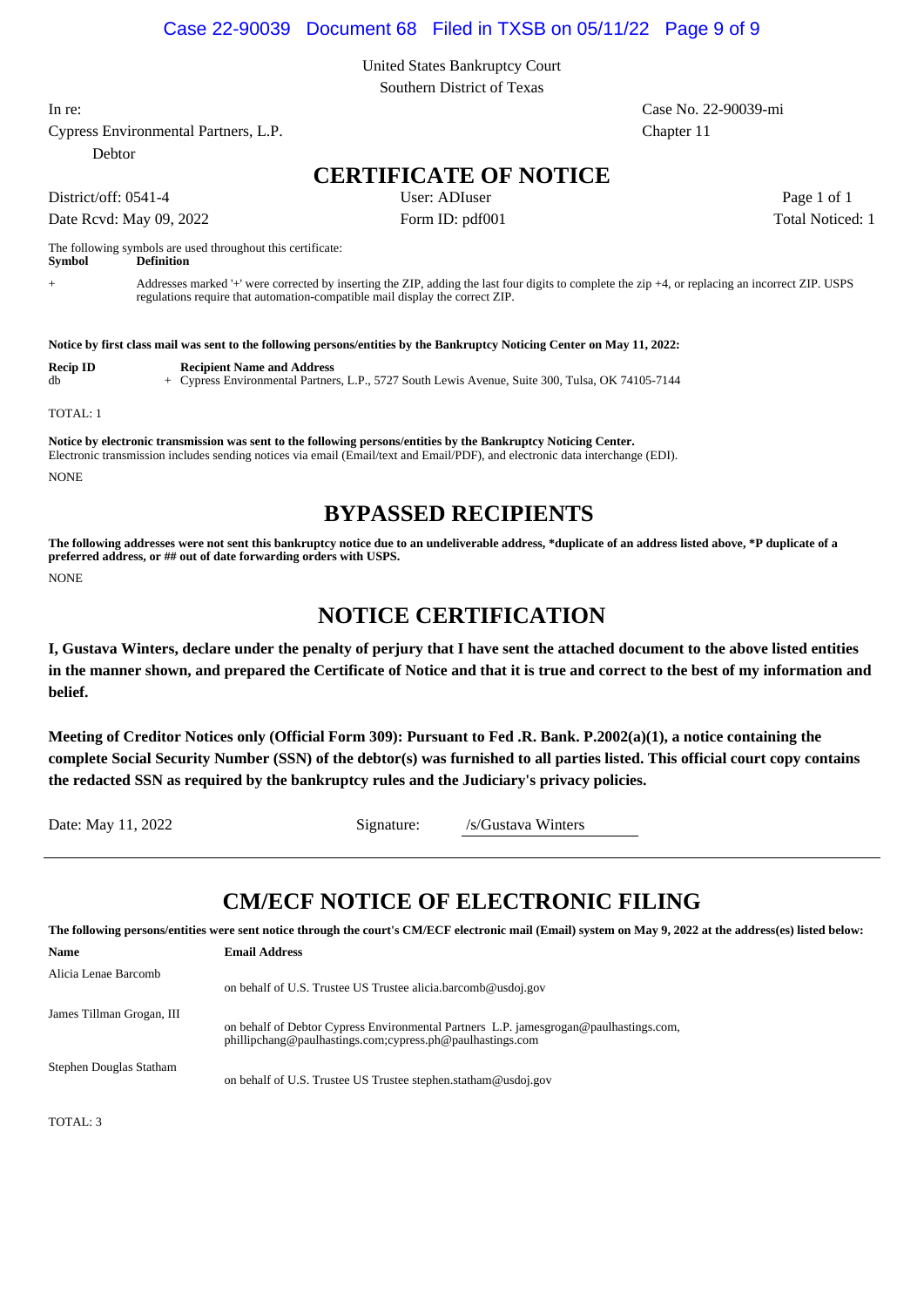United States Bankruptcy Court
Southern District of Texas

In re:
Cypress Environmental Partners, L.P.
Debtor

Case No. 22-90039-mi
Chapter 11

# CERTIFICATE OF NOTICE

District/off: 0541-4 | User: ADIuser | Page 1 of 1
Date Rcvd: May 09, 2022 | Form ID: pdf001 | Total Noticed: 1

The following symbols are used throughout this certificate:

| Symbol | Definition |
|---|---|
| + | Addresses marked '+' were corrected by inserting the ZIP, adding the last four digits to complete the zip +4, or replacing an incorrect ZIP. USPS regulations require that automation-compatible mail display the correct ZIP. |

**Notice by first class mail was sent to the following persons/entities by the Bankruptcy Noticing Center on May 11, 2022:**

| Recip ID | Recipient Name and Address |
|---|---|
| db | + Cypress Environmental Partners, L.P., 5727 South Lewis Avenue, Suite 300, Tulsa, OK 74105-7144 |

TOTAL: 1

**Notice by electronic transmission was sent to the following persons/entities by the Bankruptcy Noticing Center.**
Electronic transmission includes sending notices via email (Email/text and Email/PDF), and electronic data interchange (EDI).

NONE

## BYPASSED RECIPIENTS

**The following addresses were not sent this bankruptcy notice due to an undeliverable address, *duplicate of an address listed above, *P duplicate of a preferred address, or ## out of date forwarding orders with USPS.**

NONE

## NOTICE CERTIFICATION

**I, Gustava Winters, declare under the penalty of perjury that I have sent the attached document to the above listed entities in the manner shown, and prepared the Certificate of Notice and that it is true and correct to the best of my information and belief.**

**Meeting of Creditor Notices only (Official Form 309): Pursuant to Fed .R. Bank. P.2002(a)(1), a notice containing the complete Social Security Number (SSN) of the debtor(s) was furnished to all parties listed. This official court copy contains the redacted SSN as required by the bankruptcy rules and the Judiciary's privacy policies.**

Date: May 11, 2022 Signature: /s/Gustava Winters

## CM/ECF NOTICE OF ELECTRONIC FILING

**The following persons/entities were sent notice through the court's CM/ECF electronic mail (Email) system on May 9, 2022 at the address(es) listed below:**

| Name | Email Address |
|---|---|
| Alicia Lenae Barcomb | on behalf of U.S. Trustee US Trustee alicia.barcomb@usdoj.gov |
| James Tillman Grogan, III | on behalf of Debtor Cypress Environmental Partners L.P. jamesgrogan@paulhastings.com, phillipchang@paulhastings.com;cypress.ph@paulhastings.com |
| Stephen Douglas Statham | on behalf of U.S. Trustee US Trustee stephen.statham@usdoj.gov |

TOTAL: 3